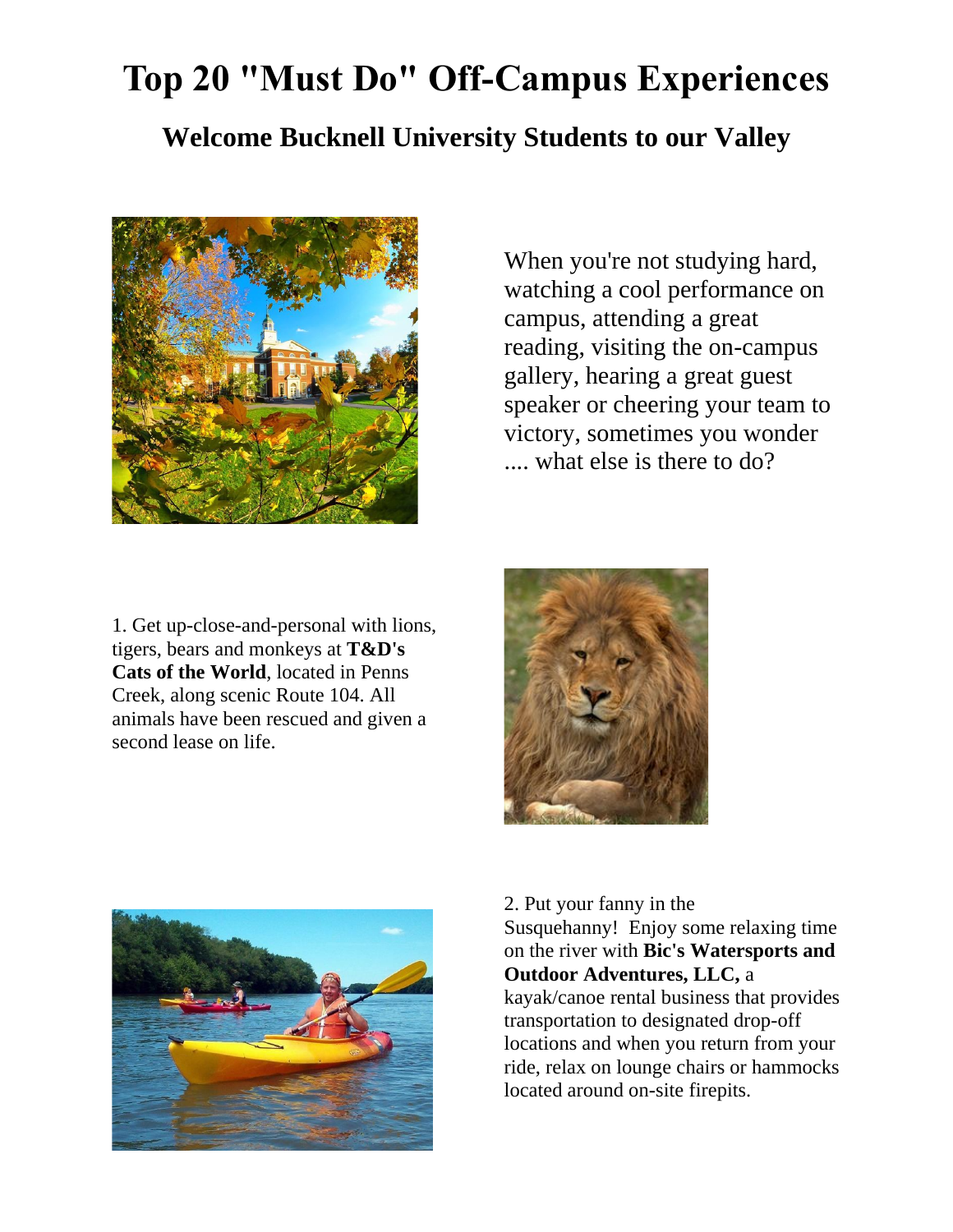# Top 20 "Must Do" Off-Campus Experiences

## Welcome Bucknell University Students to our Valley

When you're not studying hard, watching a cool performance on campus, attending a great reading, visiting the on-campus gallery, hearing a great guest speaker or cheering your team to victory, sometimes you wonder .... what else is there to do?

1. Get up-close-and-personal with lions, tigers, bears and monkeys at **T&D's Cats of the World**, located in Penns Creek, along scenic Route 104. All animals have been rescued and given a second lease on life.

2. Put your fanny in the Susquehanny! Enjoy some relaxing time on the river with **Bic's Watersports and Outdoor Adventures, LLC,** a kayak/canoe rental business that provides transportation to designated drop-off locations and when you return from your ride, relax on lounge chairs or hammocks located around on-site firepits.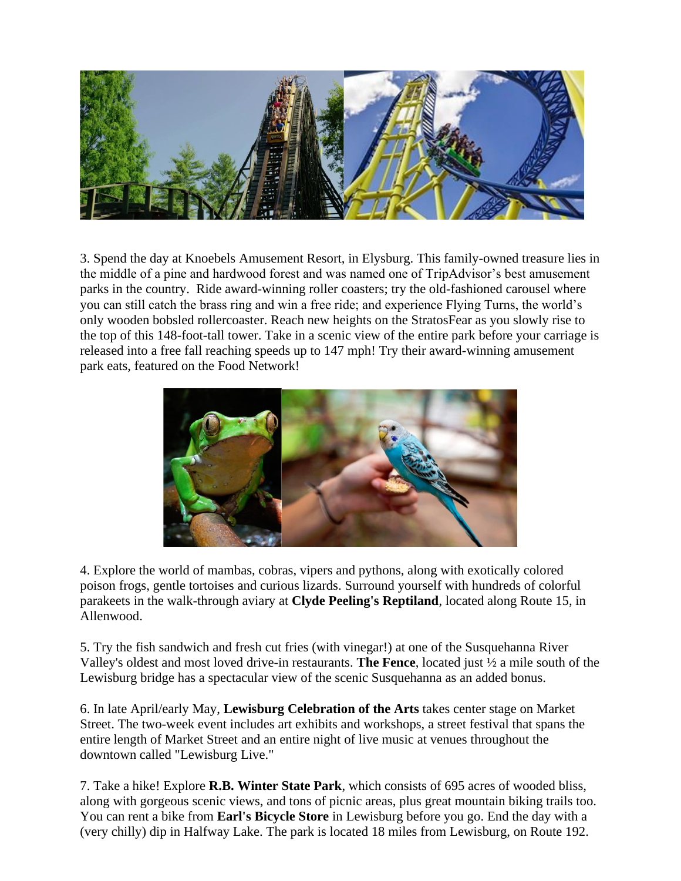3. Spend the day at Knoebels Amusement Resort, in Elysburg. This family-owned treasure lies in the middle of a pine and hardwood forest and was named one of TripAdvisor's best amusement parks in the country. Ride award-winning roller coasters; try the old-fashioned carousel where you can still catch the brass ring and win a free ride; and experience Flying Turns, the world's only wooden bobsled rollercoaster. Reach new heights on the StratosFear as you slowly rise to the top of this 148-foot-tall tower. Take in a scenic view of the entire park before your carriage is released into a free fall reaching speeds up to 147 mph! Try their award-winning amusement park eats, featured on the Food Network!

4. Explore the world of mambas, cobras, vipers and pythons, along with exotically colored poison frogs, gentle tortoises and curious lizards. Surround yourself with hundreds of colorful parakeets in the walk-through aviary at **Clyde Peeling's Reptiland**, located along Route 15, in Allenwood.

5. Try the fish sandwich and fresh cut fries (with vinegar!) at one of the Susquehanna River Valley's oldest and most loved drive-in restaurants. **The Fence**, located just ½ a mile south of the Lewisburg bridge has a spectacular view of the scenic Susquehanna as an added bonus.

6. In late April/early May, **Lewisburg Celebration of the Arts** takes center stage on Market Street. The two-week event includes art exhibits and workshops, a street festival that spans the entire length of Market Street and an entire night of live music at venues throughout the downtown called "Lewisburg Live."

7. Take a hike! Explore **R.B. Winter State Park**, which consists of 695 acres of wooded bliss, along with gorgeous scenic views, and tons of picnic areas, plus great mountain biking trails too. You can rent a bike from **Earl's Bicycle Store** in Lewisburg before you go. End the day with a (very chilly) dip in Halfway Lake. The park is located 18 miles from Lewisburg, on Route 192.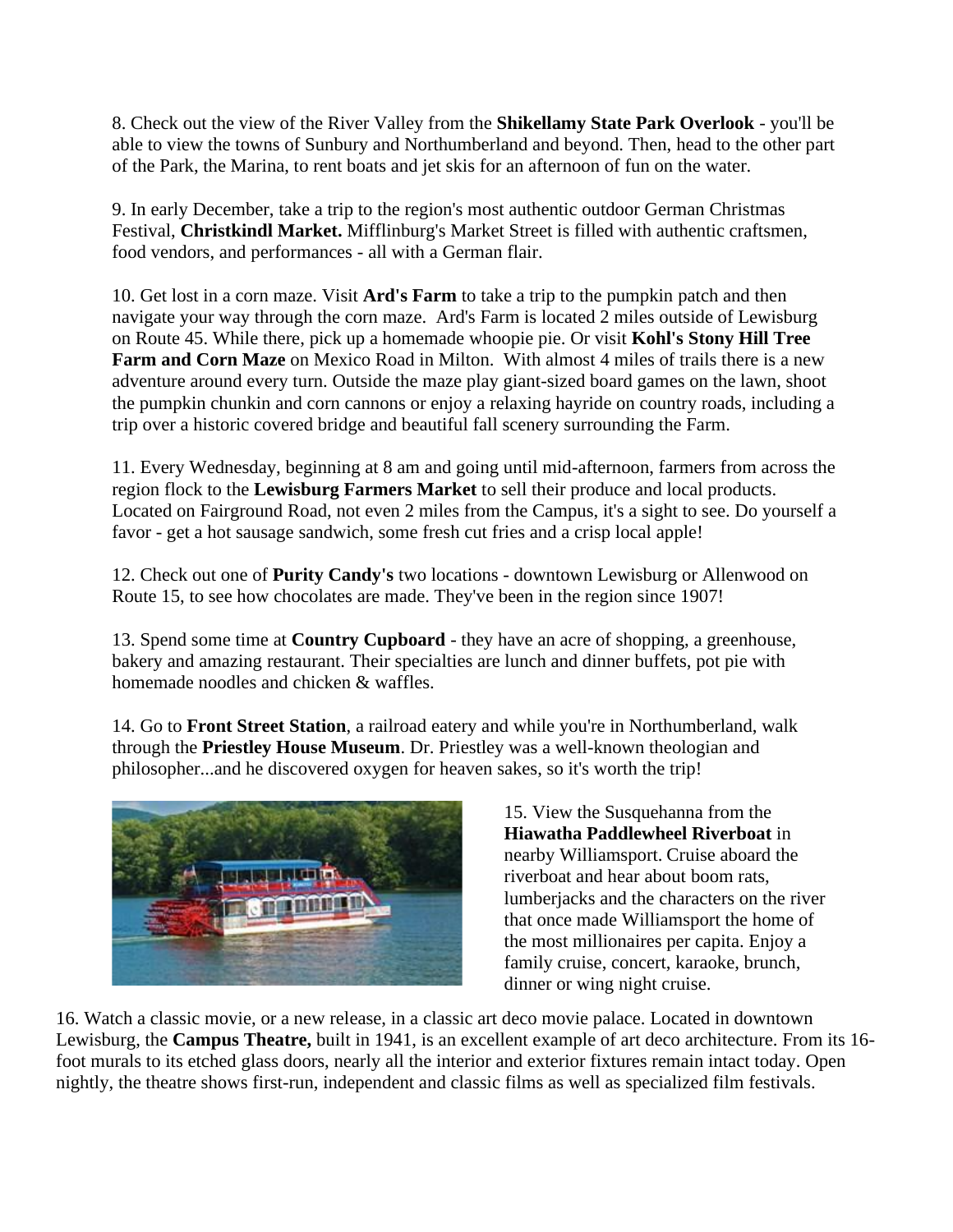8. Check out the view of the River Valley from the **Shikellamy State Park Overlook** - you'll be able to view the towns of Sunbury and Northumberland and beyond. Then, head to the other part of the Park, the Marina, to rent boats and jet skis for an afternoon of fun on the water.

9. In early December, take a trip to the region's most authentic outdoor German Christmas Festival, **Christkindl Market.** Mifflinburg's Market Street is filled with authentic craftsmen, food vendors, and performances - all with a German flair.

10. Get lost in a corn maze. Visit **Ard's Farm** to take a trip to the pumpkin patch and then navigate your way through the corn maze. Ard's Farm is located 2 miles outside of Lewisburg on Route 45. While there, pick up a homemade whoopie pie. Or visit **Kohl's Stony Hill Tree Farm and Corn Maze** on Mexico Road in Milton. With almost 4 miles of trails there is a new adventure around every turn. Outside the maze play giant-sized board games on the lawn, shoot the pumpkin chunkin and corn cannons or enjoy a relaxing hayride on country roads, including a trip over a historic covered bridge and beautiful fall scenery surrounding the Farm.

11. Every Wednesday, beginning at 8 am and going until mid-afternoon, farmers from across the region flock to the **Lewisburg Farmers Market** to sell their produce and local products. Located on Fairground Road, not even 2 miles from the Campus, it's a sight to see. Do yourself a favor - get a hot sausage sandwich, some fresh cut fries and a crisp local apple!

12. Check out one of **Purity Candy's** two locations - downtown Lewisburg or Allenwood on Route 15, to see how chocolates are made. They've been in the region since 1907!

13. Spend some time at **Country Cupboard** - they have an acre of shopping, a greenhouse, bakery and amazing restaurant. Their specialties are lunch and dinner buffets, pot pie with homemade noodles and chicken & waffles.

14. Go to **Front Street Station**, a railroad eatery and while you're in Northumberland, walk through the **Priestley House Museum**. Dr. Priestley was a well-known theologian and philosopher...and he discovered oxygen for heaven sakes, so it's worth the trip!

15. View the Susquehanna from the **Hiawatha Paddlewheel Riverboat** in nearby Williamsport. Cruise aboard the riverboat and hear about boom rats, lumberjacks and the characters on the river that once made Williamsport the home of the most millionaires per capita. Enjoy a family cruise, concert, karaoke, brunch, dinner or wing night cruise.

16. Watch a classic movie, or a new release, in a classic art deco movie palace. Located in downtown Lewisburg, the **Campus Theatre,** built in 1941, is an excellent example of art deco architecture. From its 16-foot murals to its etched glass doors, nearly all the interior and exterior fixtures remain intact today. Open nightly, the theatre shows first-run, independent and classic films as well as specialized film festivals.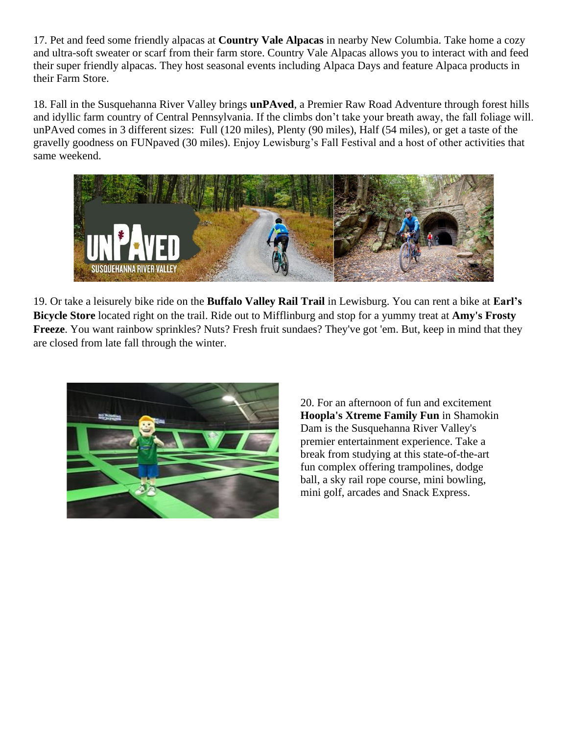17. Pet and feed some friendly alpacas at **Country Vale Alpacas** in nearby New Columbia. Take home a cozy and ultra-soft sweater or scarf from their farm store. Country Vale Alpacas allows you to interact with and feed their super friendly alpacas. They host seasonal events including Alpaca Days and feature Alpaca products in their Farm Store.

18. Fall in the Susquehanna River Valley brings **unPAved**, a Premier Raw Road Adventure through forest hills and idyllic farm country of Central Pennsylvania. If the climbs don't take your breath away, the fall foliage will. unPAved comes in 3 different sizes: Full (120 miles), Plenty (90 miles), Half (54 miles), or get a taste of the gravelly goodness on FUNpaved (30 miles). Enjoy Lewisburg's Fall Festival and a host of other activities that same weekend.

19. Or take a leisurely bike ride on the **Buffalo Valley Rail Trail** in Lewisburg. You can rent a bike at **Earl's Bicycle Store** located right on the trail. Ride out to Mifflinburg and stop for a yummy treat at **Amy's Frosty Freeze**. You want rainbow sprinkles? Nuts? Fresh fruit sundaes? They've got 'em. But, keep in mind that they are closed from late fall through the winter.

20. For an afternoon of fun and excitement **Hoopla's Xtreme Family Fun** in Shamokin Dam is the Susquehanna River Valley's premier entertainment experience. Take a break from studying at this state-of-the-art fun complex offering trampolines, dodge ball, a sky rail rope course, mini bowling, mini golf, arcades and Snack Express.